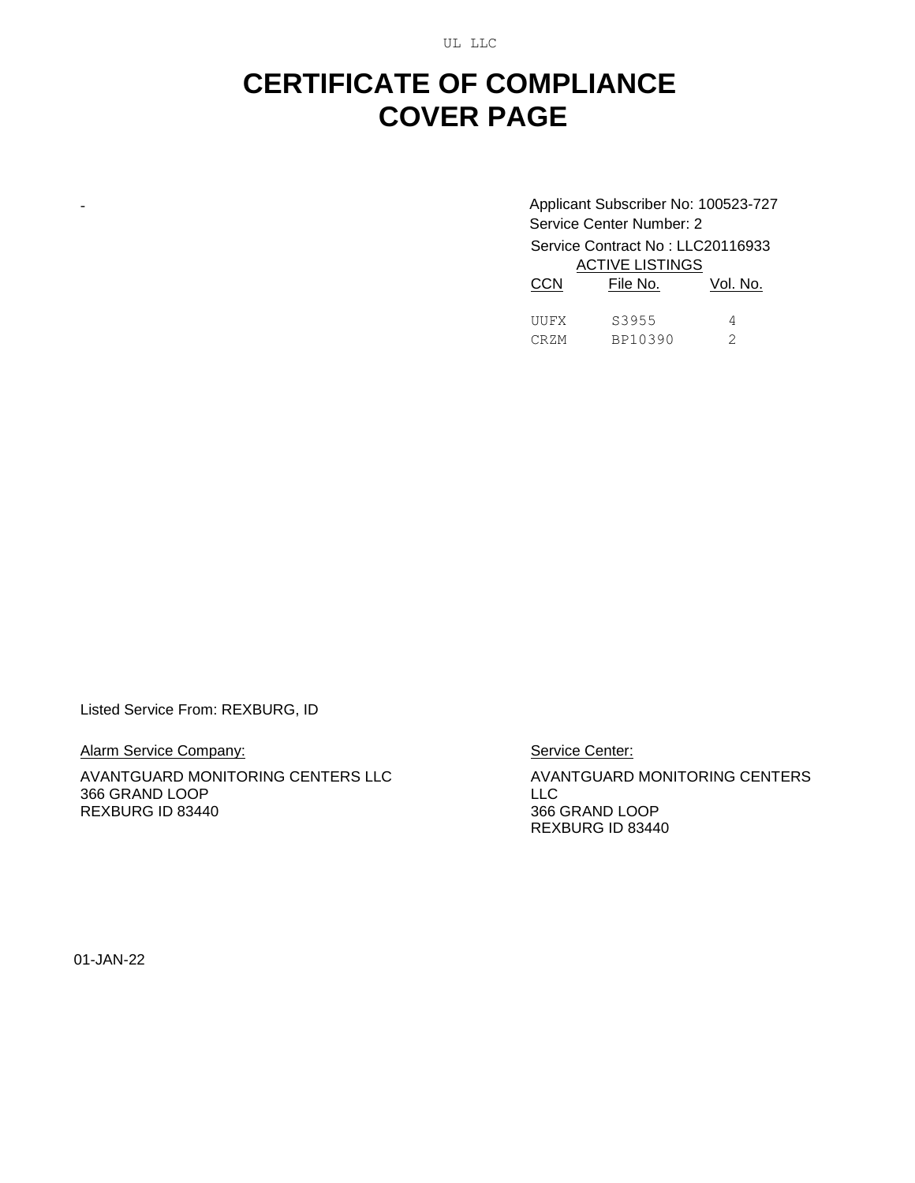UL LLC

# CERTIFICATE OF COMPLIANCE
# COVER PAGE

-

Applicant Subscriber No: 100523-727
Service Center Number: 2
Service Contract No : LLC20116933

ACTIVE LISTINGS

| CCN | File No. | Vol. No. |
| --- | --- | --- |
| UUFX | S3955 | 4 |
| CRZM | BP10390 | 2 |

Listed Service From: REXBURG, ID

Alarm Service Company:

AVANTGUARD MONITORING CENTERS LLC
366 GRAND LOOP
REXBURG ID 83440

Service Center:

AVANTGUARD MONITORING CENTERS LLC
366 GRAND LOOP
REXBURG ID 83440

01-JAN-22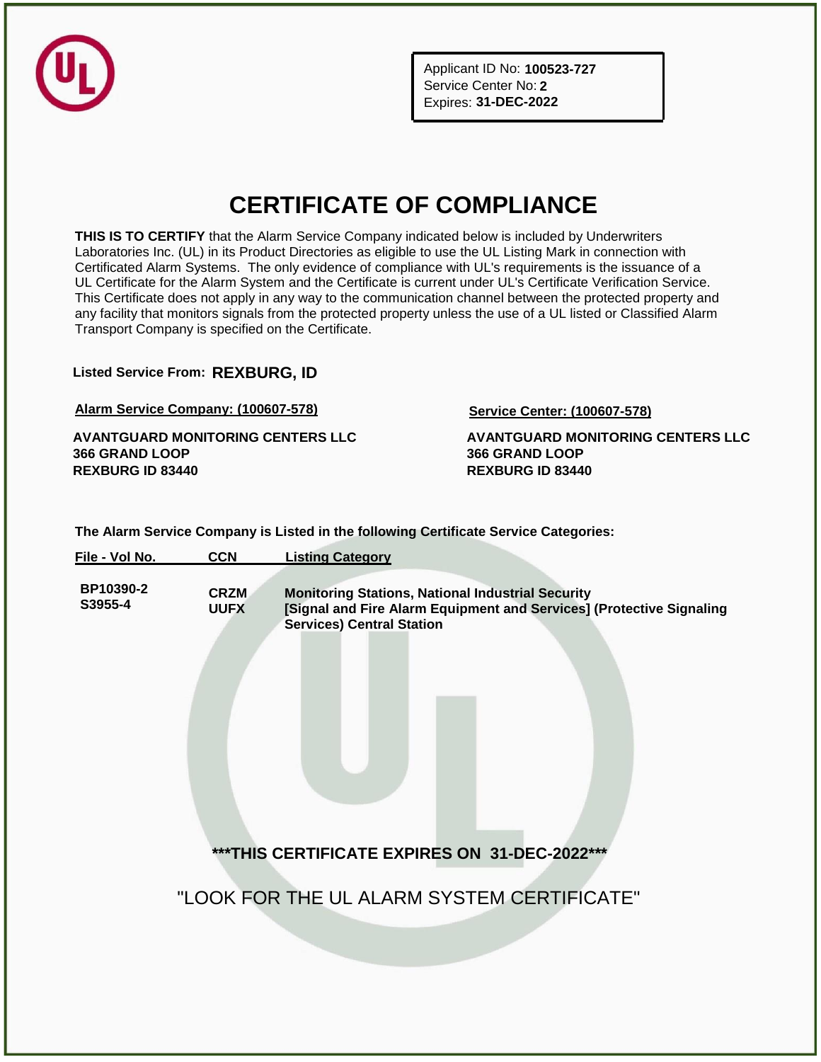Applicant ID No: **100523-727**
Service Center No: **2**
Expires: **31-DEC-2022**

# CERTIFICATE OF COMPLIANCE

**THIS IS TO CERTIFY** that the Alarm Service Company indicated below is included by Underwriters Laboratories Inc. (UL) in its Product Directories as eligible to use the UL Listing Mark in connection with Certificated Alarm Systems. The only evidence of compliance with UL's requirements is the issuance of a UL Certificate for the Alarm System and the Certificate is current under UL's Certificate Verification Service. This Certificate does not apply in any way to the communication channel between the protected property and any facility that monitors signals from the protected property unless the use of a UL listed or Classified Alarm Transport Company is specified on the Certificate.

**Listed Service From: REXBURG, ID**

**Alarm Service Company: (100607-578)**

**AVANTGUARD MONITORING CENTERS LLC**
**366 GRAND LOOP**
**REXBURG ID 83440**

**Service Center: (100607-578)**

**AVANTGUARD MONITORING CENTERS LLC**
**366 GRAND LOOP**
**REXBURG ID 83440**

**The Alarm Service Company is Listed in the following Certificate Service Categories:**

| File - Vol No. | CCN | Listing Category |
|---|---|---|
| BP10390-2 | CRZM | Monitoring Stations, National Industrial Security |
| S3955-4 | UUFX | [Signal and Fire Alarm Equipment and Services] (Protective Signaling Services) Central Station |

**\*\*\*THIS CERTIFICATE EXPIRES ON 31-DEC-2022\*\*\***

"LOOK FOR THE UL ALARM SYSTEM CERTIFICATE"